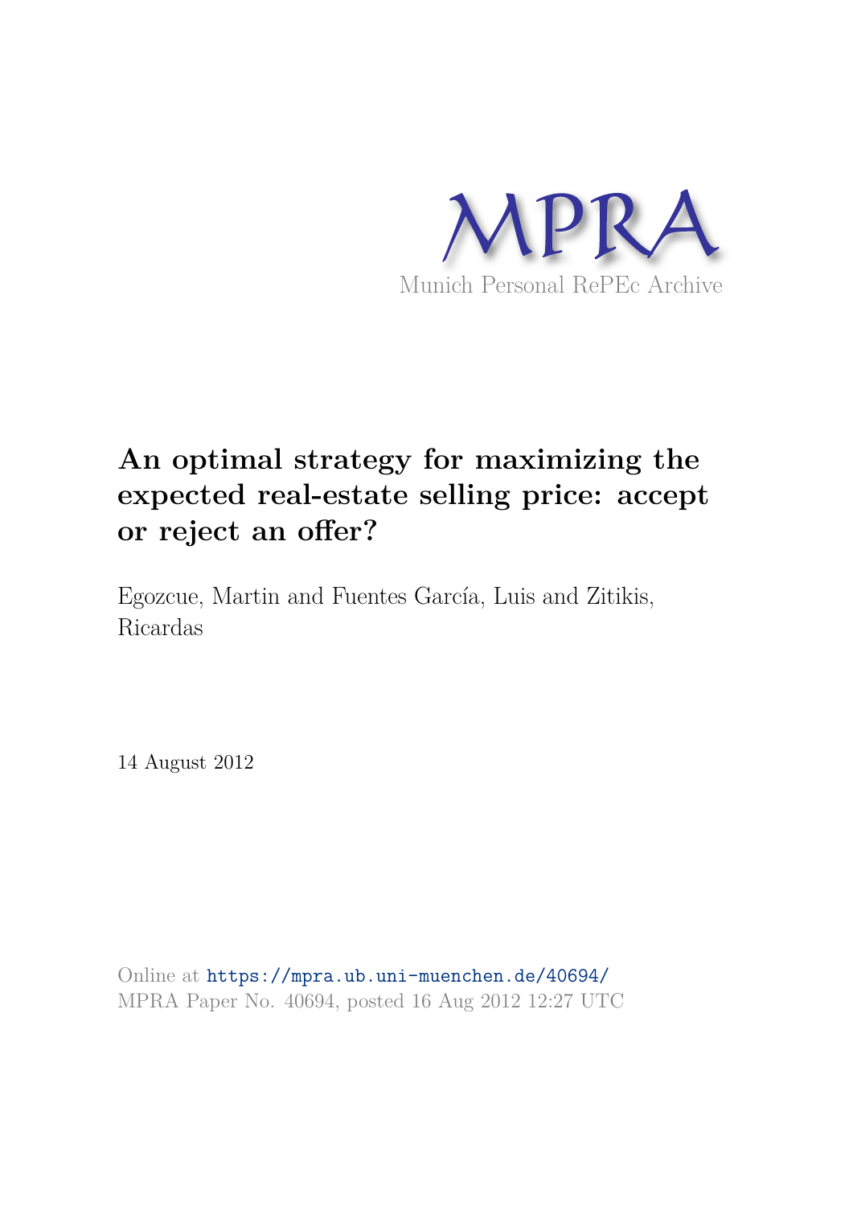MPRA

Munich Personal RePEc Archive

# An optimal strategy for maximizing the expected real-estate selling price: accept or reject an offer?

Egozcue, Martin and Fuentes García, Luis and Zitikis, Ricardas

14 August 2012

Online at https://mpra.ub.uni-muenchen.de/40694/
MPRA Paper No. 40694, posted 16 Aug 2012 12:27 UTC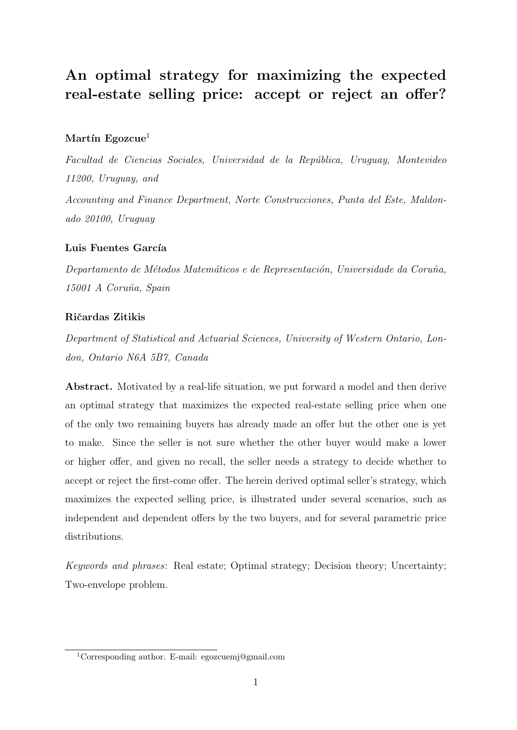# An optimal strategy for maximizing the expected real-estate selling price: accept or reject an offer?

**Martín Egozcue**[1]

*Facultad de Ciencias Sociales, Universidad de la República, Uruguay, Montevideo 11200, Uruguay, and*

*Accounting and Finance Department, Norte Construcciones, Punta del Este, Maldonado 20100, Uruguay*

**Luis Fuentes García**

*Departamento de Métodos Matemáticos e de Representación, Universidade da Coruña, 15001 A Coruña, Spain*

**Ričardas Zitikis**

*Department of Statistical and Actuarial Sciences, University of Western Ontario, London, Ontario N6A 5B7, Canada*

**Abstract.** Motivated by a real-life situation, we put forward a model and then derive an optimal strategy that maximizes the expected real-estate selling price when one of the only two remaining buyers has already made an offer but the other one is yet to make. Since the seller is not sure whether the other buyer would make a lower or higher offer, and given no recall, the seller needs a strategy to decide whether to accept or reject the first-come offer. The herein derived optimal seller's strategy, which maximizes the expected selling price, is illustrated under several scenarios, such as independent and dependent offers by the two buyers, and for several parametric price distributions.

*Keywords and phrases*: Real estate; Optimal strategy; Decision theory; Uncertainty; Two-envelope problem.

[1]Corresponding author. E-mail: egozcuemj@gmail.com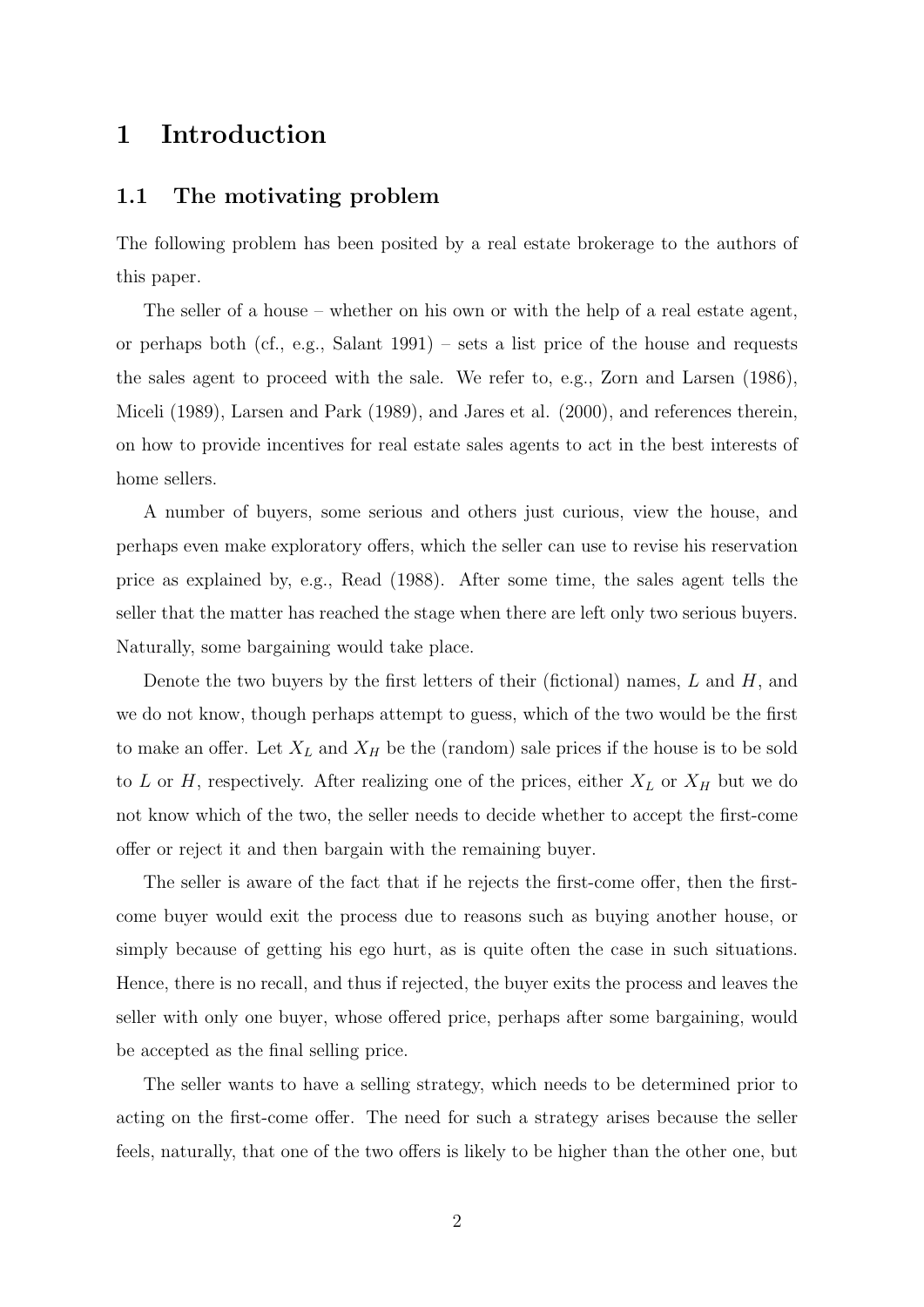# 1 Introduction

## 1.1 The motivating problem

The following problem has been posited by a real estate brokerage to the authors of this paper.

The seller of a house – whether on his own or with the help of a real estate agent, or perhaps both (cf., e.g., Salant 1991) – sets a list price of the house and requests the sales agent to proceed with the sale. We refer to, e.g., Zorn and Larsen (1986), Miceli (1989), Larsen and Park (1989), and Jares et al. (2000), and references therein, on how to provide incentives for real estate sales agents to act in the best interests of home sellers.

A number of buyers, some serious and others just curious, view the house, and perhaps even make exploratory offers, which the seller can use to revise his reservation price as explained by, e.g., Read (1988). After some time, the sales agent tells the seller that the matter has reached the stage when there are left only two serious buyers. Naturally, some bargaining would take place.

Denote the two buyers by the first letters of their (fictional) names, $L$ and $H$, and we do not know, though perhaps attempt to guess, which of the two would be the first to make an offer. Let $X_L$ and $X_H$ be the (random) sale prices if the house is to be sold to $L$ or $H$, respectively. After realizing one of the prices, either $X_L$ or $X_H$ but we do not know which of the two, the seller needs to decide whether to accept the first-come offer or reject it and then bargain with the remaining buyer.

The seller is aware of the fact that if he rejects the first-come offer, then the first-come buyer would exit the process due to reasons such as buying another house, or simply because of getting his ego hurt, as is quite often the case in such situations. Hence, there is no recall, and thus if rejected, the buyer exits the process and leaves the seller with only one buyer, whose offered price, perhaps after some bargaining, would be accepted as the final selling price.

The seller wants to have a selling strategy, which needs to be determined prior to acting on the first-come offer. The need for such a strategy arises because the seller feels, naturally, that one of the two offers is likely to be higher than the other one, but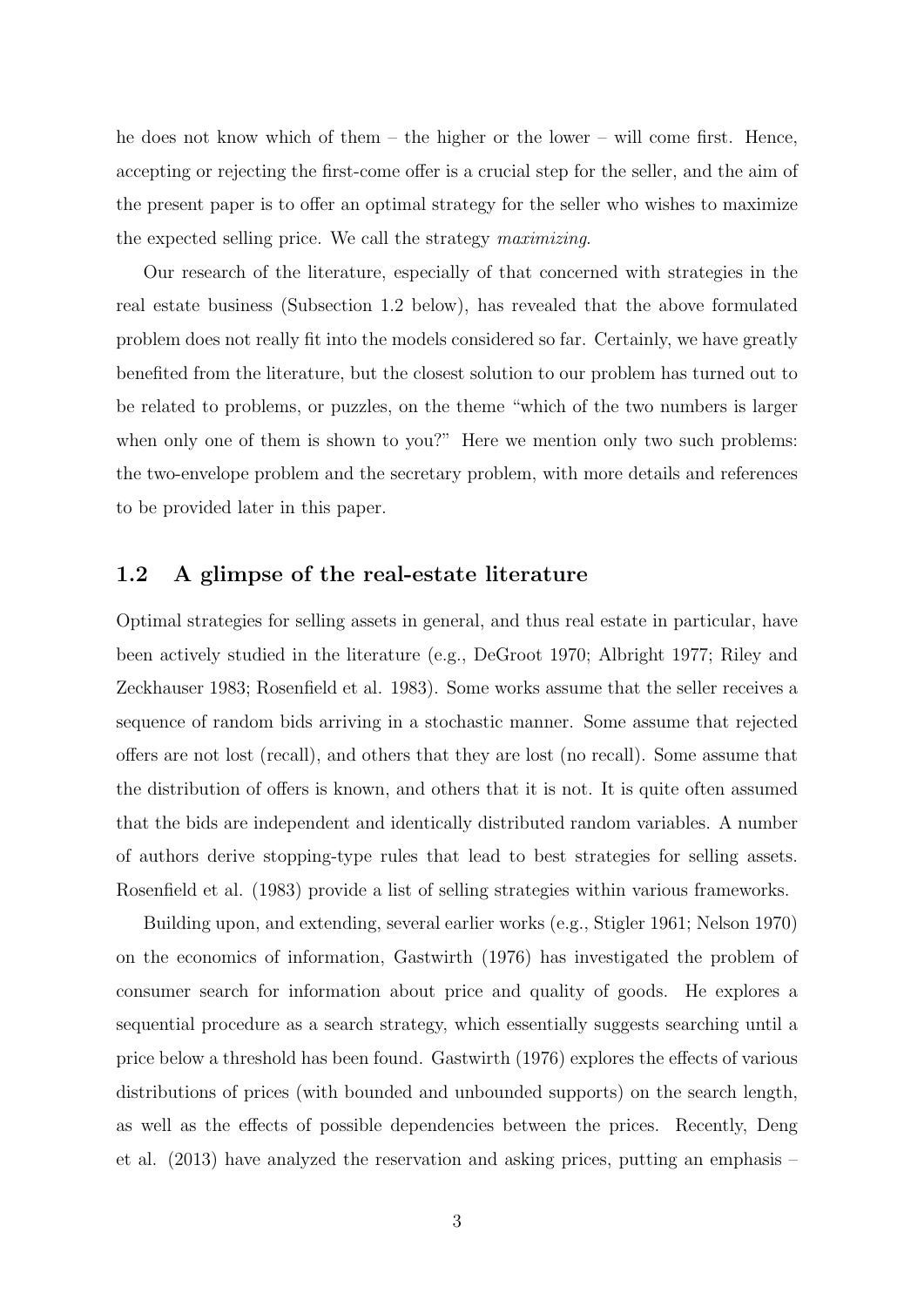he does not know which of them – the higher or the lower – will come first. Hence, accepting or rejecting the first-come offer is a crucial step for the seller, and the aim of the present paper is to offer an optimal strategy for the seller who wishes to maximize the expected selling price. We call the strategy *maximizing*.

Our research of the literature, especially of that concerned with strategies in the real estate business (Subsection 1.2 below), has revealed that the above formulated problem does not really fit into the models considered so far. Certainly, we have greatly benefited from the literature, but the closest solution to our problem has turned out to be related to problems, or puzzles, on the theme "which of the two numbers is larger when only one of them is shown to you?" Here we mention only two such problems: the two-envelope problem and the secretary problem, with more details and references to be provided later in this paper.

### 1.2 A glimpse of the real-estate literature

Optimal strategies for selling assets in general, and thus real estate in particular, have been actively studied in the literature (e.g., DeGroot 1970; Albright 1977; Riley and Zeckhauser 1983; Rosenfield et al. 1983). Some works assume that the seller receives a sequence of random bids arriving in a stochastic manner. Some assume that rejected offers are not lost (recall), and others that they are lost (no recall). Some assume that the distribution of offers is known, and others that it is not. It is quite often assumed that the bids are independent and identically distributed random variables. A number of authors derive stopping-type rules that lead to best strategies for selling assets. Rosenfield et al. (1983) provide a list of selling strategies within various frameworks.

Building upon, and extending, several earlier works (e.g., Stigler 1961; Nelson 1970) on the economics of information, Gastwirth (1976) has investigated the problem of consumer search for information about price and quality of goods. He explores a sequential procedure as a search strategy, which essentially suggests searching until a price below a threshold has been found. Gastwirth (1976) explores the effects of various distributions of prices (with bounded and unbounded supports) on the search length, as well as the effects of possible dependencies between the prices. Recently, Deng et al. (2013) have analyzed the reservation and asking prices, putting an emphasis –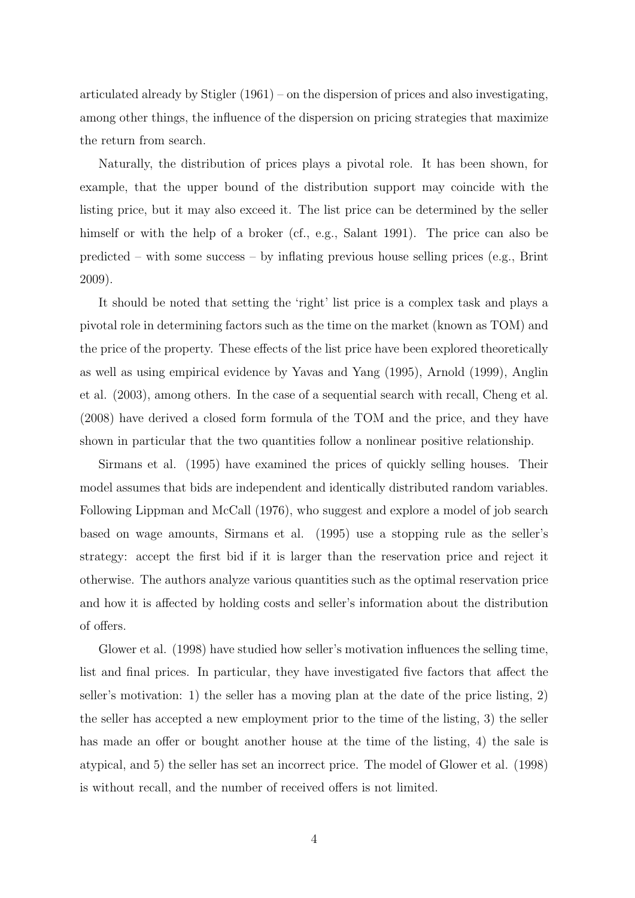articulated already by Stigler (1961) – on the dispersion of prices and also investigating, among other things, the influence of the dispersion on pricing strategies that maximize the return from search.

Naturally, the distribution of prices plays a pivotal role. It has been shown, for example, that the upper bound of the distribution support may coincide with the listing price, but it may also exceed it. The list price can be determined by the seller himself or with the help of a broker (cf., e.g., Salant 1991). The price can also be predicted – with some success – by inflating previous house selling prices (e.g., Brint 2009).

It should be noted that setting the 'right' list price is a complex task and plays a pivotal role in determining factors such as the time on the market (known as TOM) and the price of the property. These effects of the list price have been explored theoretically as well as using empirical evidence by Yavas and Yang (1995), Arnold (1999), Anglin et al. (2003), among others. In the case of a sequential search with recall, Cheng et al. (2008) have derived a closed form formula of the TOM and the price, and they have shown in particular that the two quantities follow a nonlinear positive relationship.

Sirmans et al. (1995) have examined the prices of quickly selling houses. Their model assumes that bids are independent and identically distributed random variables. Following Lippman and McCall (1976), who suggest and explore a model of job search based on wage amounts, Sirmans et al. (1995) use a stopping rule as the seller's strategy: accept the first bid if it is larger than the reservation price and reject it otherwise. The authors analyze various quantities such as the optimal reservation price and how it is affected by holding costs and seller's information about the distribution of offers.

Glower et al. (1998) have studied how seller's motivation influences the selling time, list and final prices. In particular, they have investigated five factors that affect the seller's motivation: 1) the seller has a moving plan at the date of the price listing, 2) the seller has accepted a new employment prior to the time of the listing, 3) the seller has made an offer or bought another house at the time of the listing, 4) the sale is atypical, and 5) the seller has set an incorrect price. The model of Glower et al. (1998) is without recall, and the number of received offers is not limited.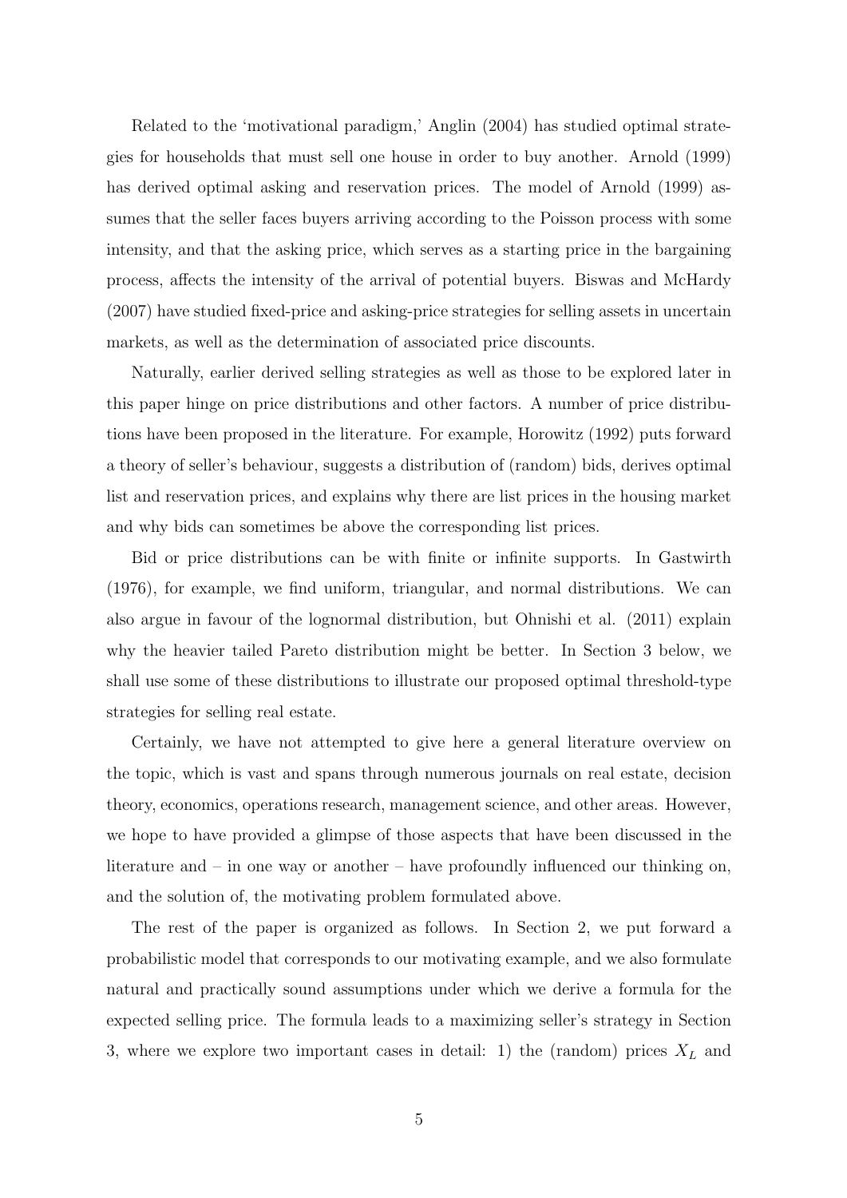Related to the 'motivational paradigm,' Anglin (2004) has studied optimal strategies for households that must sell one house in order to buy another. Arnold (1999) has derived optimal asking and reservation prices. The model of Arnold (1999) assumes that the seller faces buyers arriving according to the Poisson process with some intensity, and that the asking price, which serves as a starting price in the bargaining process, affects the intensity of the arrival of potential buyers. Biswas and McHardy (2007) have studied fixed-price and asking-price strategies for selling assets in uncertain markets, as well as the determination of associated price discounts.

Naturally, earlier derived selling strategies as well as those to be explored later in this paper hinge on price distributions and other factors. A number of price distributions have been proposed in the literature. For example, Horowitz (1992) puts forward a theory of seller's behaviour, suggests a distribution of (random) bids, derives optimal list and reservation prices, and explains why there are list prices in the housing market and why bids can sometimes be above the corresponding list prices.

Bid or price distributions can be with finite or infinite supports. In Gastwirth (1976), for example, we find uniform, triangular, and normal distributions. We can also argue in favour of the lognormal distribution, but Ohnishi et al. (2011) explain why the heavier tailed Pareto distribution might be better. In Section 3 below, we shall use some of these distributions to illustrate our proposed optimal threshold-type strategies for selling real estate.

Certainly, we have not attempted to give here a general literature overview on the topic, which is vast and spans through numerous journals on real estate, decision theory, economics, operations research, management science, and other areas. However, we hope to have provided a glimpse of those aspects that have been discussed in the literature and – in one way or another – have profoundly influenced our thinking on, and the solution of, the motivating problem formulated above.

The rest of the paper is organized as follows. In Section 2, we put forward a probabilistic model that corresponds to our motivating example, and we also formulate natural and practically sound assumptions under which we derive a formula for the expected selling price. The formula leads to a maximizing seller's strategy in Section 3, where we explore two important cases in detail: 1) the (random) prices $X_L$ and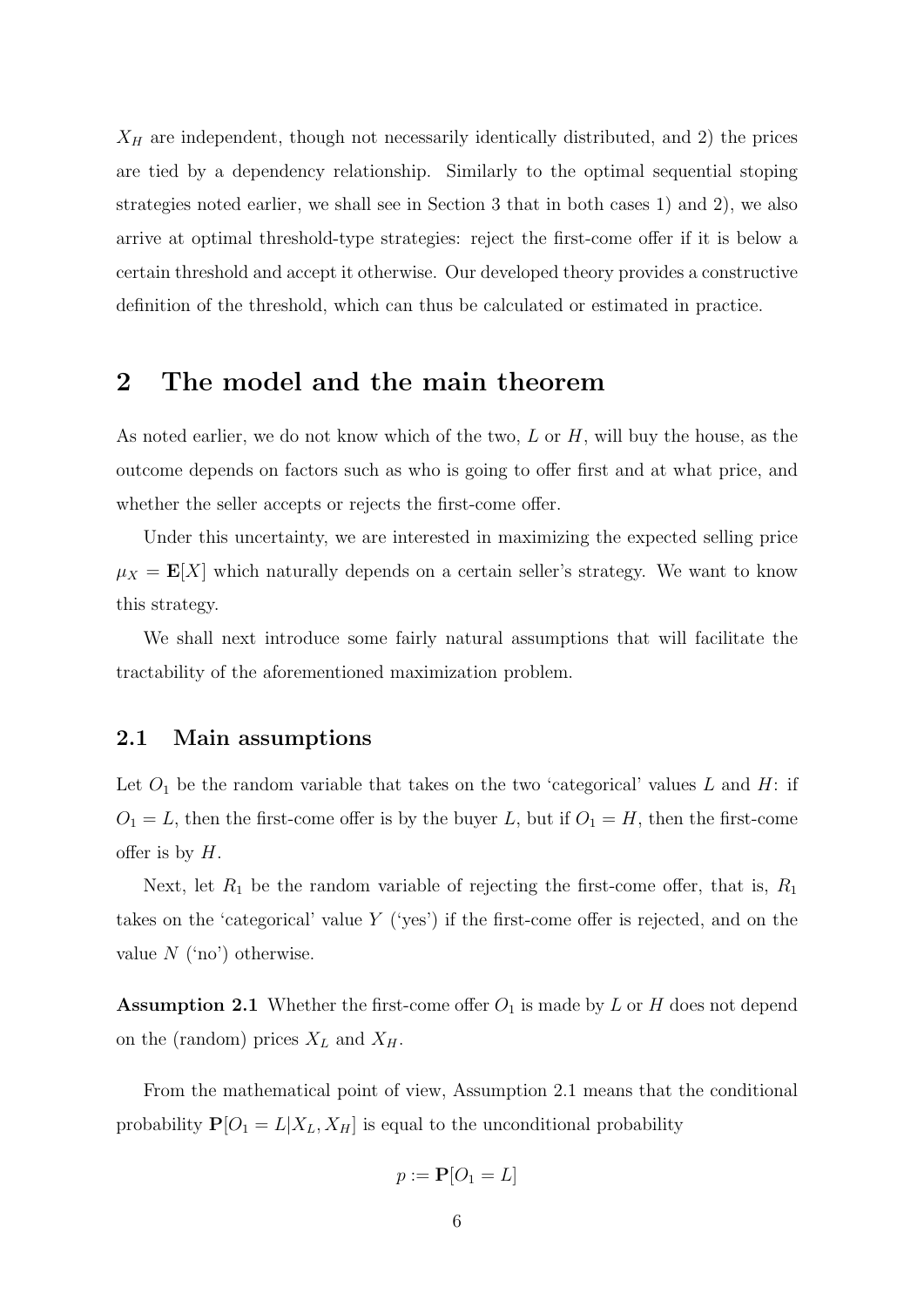$X_H$ are independent, though not necessarily identically distributed, and 2) the prices are tied by a dependency relationship. Similarly to the optimal sequential stoping strategies noted earlier, we shall see in Section 3 that in both cases 1) and 2), we also arrive at optimal threshold-type strategies: reject the first-come offer if it is below a certain threshold and accept it otherwise. Our developed theory provides a constructive definition of the threshold, which can thus be calculated or estimated in practice.

## 2 The model and the main theorem

As noted earlier, we do not know which of the two, $L$ or $H$, will buy the house, as the outcome depends on factors such as who is going to offer first and at what price, and whether the seller accepts or rejects the first-come offer.

Under this uncertainty, we are interested in maximizing the expected selling price $\mu_X = \mathbf{E}[X]$ which naturally depends on a certain seller's strategy. We want to know this strategy.

We shall next introduce some fairly natural assumptions that will facilitate the tractability of the aforementioned maximization problem.

### 2.1 Main assumptions

Let $O_1$ be the random variable that takes on the two 'categorical' values $L$ and $H$: if $O_1 = L$, then the first-come offer is by the buyer $L$, but if $O_1 = H$, then the first-come offer is by $H$.

Next, let $R_1$ be the random variable of rejecting the first-come offer, that is, $R_1$ takes on the 'categorical' value $Y$ ('yes') if the first-come offer is rejected, and on the value $N$ ('no') otherwise.

**Assumption 2.1** Whether the first-come offer $O_1$ is made by $L$ or $H$ does not depend on the (random) prices $X_L$ and $X_H$.

From the mathematical point of view, Assumption 2.1 means that the conditional probability $\mathbf{P}[O_1 = L|X_L, X_H]$ is equal to the unconditional probability

$$p := \mathbf{P}[O_1 = L]$$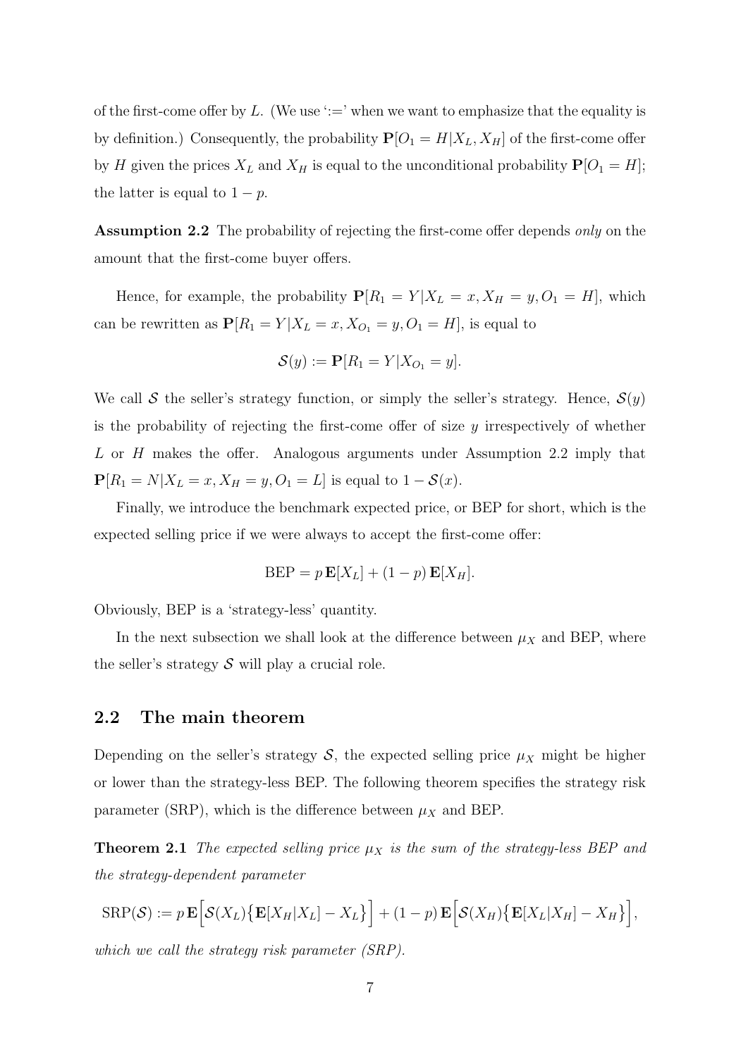of the first-come offer by $L$. (We use '$:=$' when we want to emphasize that the equality is by definition.) Consequently, the probability $\mathbf{P}[O_1 = H|X_L, X_H]$ of the first-come offer by $H$ given the prices $X_L$ and $X_H$ is equal to the unconditional probability $\mathbf{P}[O_1 = H]$; the latter is equal to $1 - p$.

**Assumption 2.2** The probability of rejecting the first-come offer depends *only* on the amount that the first-come buyer offers.

Hence, for example, the probability $\mathbf{P}[R_1 = Y|X_L = x, X_H = y, O_1 = H]$, which can be rewritten as $\mathbf{P}[R_1 = Y|X_L = x, X_{O_1} = y, O_1 = H]$, is equal to

$$\mathcal{S}(y) := \mathbf{P}[R_1 = Y|X_{O_1} = y].$$

We call $\mathcal{S}$ the seller's strategy function, or simply the seller's strategy. Hence, $\mathcal{S}(y)$ is the probability of rejecting the first-come offer of size $y$ irrespectively of whether $L$ or $H$ makes the offer. Analogous arguments under Assumption 2.2 imply that $\mathbf{P}[R_1 = N|X_L = x, X_H = y, O_1 = L]$ is equal to $1 - \mathcal{S}(x)$.

Finally, we introduce the benchmark expected price, or BEP for short, which is the expected selling price if we were always to accept the first-come offer:

$$\text{BEP} = p\,\mathbf{E}[X_L] + (1-p)\,\mathbf{E}[X_H].$$

Obviously, BEP is a 'strategy-less' quantity.

In the next subsection we shall look at the difference between $\mu_X$ and BEP, where the seller's strategy $\mathcal{S}$ will play a crucial role.

## 2.2 The main theorem

Depending on the seller's strategy $\mathcal{S}$, the expected selling price $\mu_X$ might be higher or lower than the strategy-less BEP. The following theorem specifies the strategy risk parameter (SRP), which is the difference between $\mu_X$ and BEP.

**Theorem 2.1** *The expected selling price $\mu_X$ is the sum of the strategy-less BEP and the strategy-dependent parameter*

$$\text{SRP}(\mathcal{S}) := p\,\mathbf{E}\Big[\mathcal{S}(X_L)\big\{\mathbf{E}[X_H|X_L] - X_L\big\}\Big] + (1-p)\,\mathbf{E}\Big[\mathcal{S}(X_H)\big\{\mathbf{E}[X_L|X_H] - X_H\big\}\Big],$$

*which we call the strategy risk parameter (SRP).*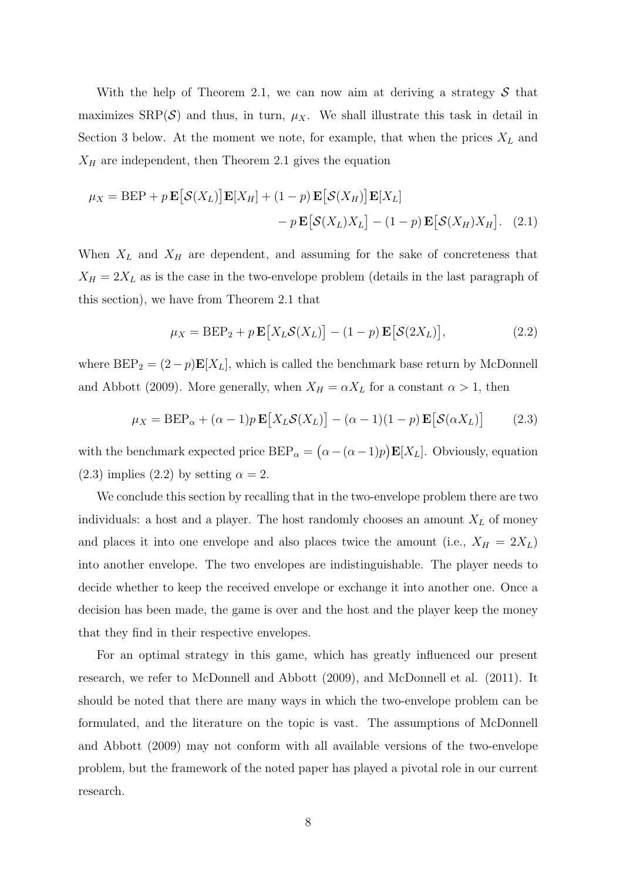With the help of Theorem 2.1, we can now aim at deriving a strategy $\mathcal{S}$ that maximizes $\mathrm{SRP}(\mathcal{S})$ and thus, in turn, $\mu_X$. We shall illustrate this task in detail in Section 3 below. At the moment we note, for example, that when the prices $X_L$ and $X_H$ are independent, then Theorem 2.1 gives the equation

$$\mu_X = \mathrm{BEP} + p\,\mathbf{E}\big[\mathcal{S}(X_L)\big]\mathbf{E}[X_H] + (1-p)\,\mathbf{E}\big[\mathcal{S}(X_H)\big]\mathbf{E}[X_L] - p\,\mathbf{E}\big[\mathcal{S}(X_L)X_L\big] - (1-p)\,\mathbf{E}\big[\mathcal{S}(X_H)X_H\big]. \quad (2.1)$$

When $X_L$ and $X_H$ are dependent, and assuming for the sake of concreteness that $X_H = 2X_L$ as is the case in the two-envelope problem (details in the last paragraph of this section), we have from Theorem 2.1 that

$$\mu_X = \mathrm{BEP}_2 + p\,\mathbf{E}\big[X_L\mathcal{S}(X_L)\big] - (1-p)\,\mathbf{E}\big[\mathcal{S}(2X_L)\big], \quad (2.2)$$

where $\mathrm{BEP}_2 = (2-p)\mathbf{E}[X_L]$, which is called the benchmark base return by McDonnell and Abbott (2009). More generally, when $X_H = \alpha X_L$ for a constant $\alpha > 1$, then

$$\mu_X = \mathrm{BEP}_\alpha + (\alpha-1)p\,\mathbf{E}\big[X_L\mathcal{S}(X_L)\big] - (\alpha-1)(1-p)\,\mathbf{E}\big[\mathcal{S}(\alpha X_L)\big] \quad (2.3)$$

with the benchmark expected price $\mathrm{BEP}_\alpha = \big(\alpha - (\alpha-1)p\big)\mathbf{E}[X_L]$. Obviously, equation (2.3) implies (2.2) by setting $\alpha = 2$.

We conclude this section by recalling that in the two-envelope problem there are two individuals: a host and a player. The host randomly chooses an amount $X_L$ of money and places it into one envelope and also places twice the amount (i.e., $X_H = 2X_L$) into another envelope. The two envelopes are indistinguishable. The player needs to decide whether to keep the received envelope or exchange it into another one. Once a decision has been made, the game is over and the host and the player keep the money that they find in their respective envelopes.

For an optimal strategy in this game, which has greatly influenced our present research, we refer to McDonnell and Abbott (2009), and McDonnell et al. (2011). It should be noted that there are many ways in which the two-envelope problem can be formulated, and the literature on the topic is vast. The assumptions of McDonnell and Abbott (2009) may not conform with all available versions of the two-envelope problem, but the framework of the noted paper has played a pivotal role in our current research.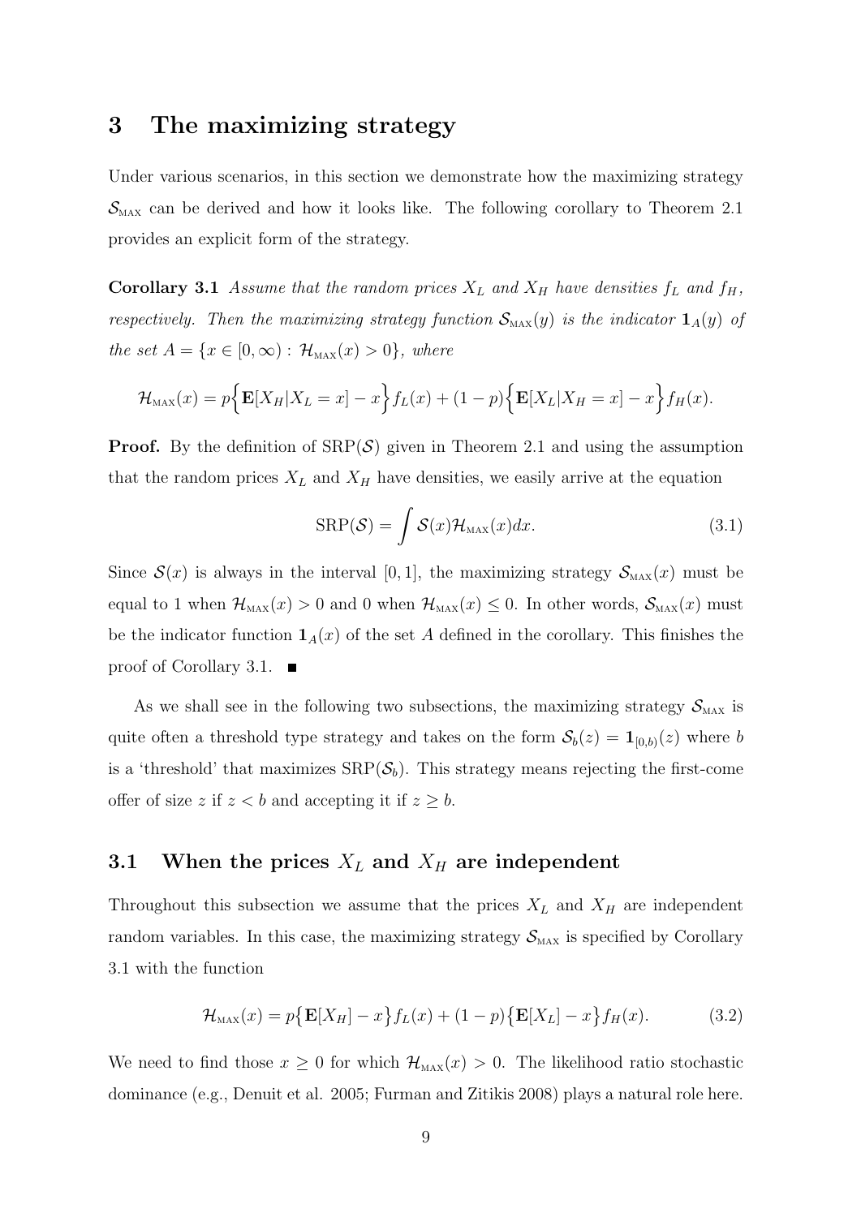## 3 The maximizing strategy

Under various scenarios, in this section we demonstrate how the maximizing strategy $\mathcal{S}_{\text{MAX}}$ can be derived and how it looks like. The following corollary to Theorem 2.1 provides an explicit form of the strategy.

**Corollary 3.1** *Assume that the random prices $X_L$ and $X_H$ have densities $f_L$ and $f_H$, respectively. Then the maximizing strategy function $\mathcal{S}_{\text{MAX}}(y)$ is the indicator $\mathbf{1}_A(y)$ of the set $A = \{x \in [0, \infty) : \mathcal{H}_{\text{MAX}}(x) > 0\}$, where*

$$\mathcal{H}_{\text{MAX}}(x) = p\Big\{\mathbf{E}[X_H|X_L = x] - x\Big\}f_L(x) + (1-p)\Big\{\mathbf{E}[X_L|X_H = x] - x\Big\}f_H(x).$$

**Proof.** By the definition of $\text{SRP}(\mathcal{S})$ given in Theorem 2.1 and using the assumption that the random prices $X_L$ and $X_H$ have densities, we easily arrive at the equation

$$\text{SRP}(\mathcal{S}) = \int \mathcal{S}(x)\mathcal{H}_{\text{MAX}}(x)dx. \tag{3.1}$$

Since $\mathcal{S}(x)$ is always in the interval $[0, 1]$, the maximizing strategy $\mathcal{S}_{\text{MAX}}(x)$ must be equal to 1 when $\mathcal{H}_{\text{MAX}}(x) > 0$ and 0 when $\mathcal{H}_{\text{MAX}}(x) \le 0$. In other words, $\mathcal{S}_{\text{MAX}}(x)$ must be the indicator function $\mathbf{1}_A(x)$ of the set $A$ defined in the corollary. This finishes the proof of Corollary 3.1. ■

As we shall see in the following two subsections, the maximizing strategy $\mathcal{S}_{\text{MAX}}$ is quite often a threshold type strategy and takes on the form $\mathcal{S}_b(z) = \mathbf{1}_{[0,b)}(z)$ where $b$ is a 'threshold' that maximizes $\text{SRP}(\mathcal{S}_b)$. This strategy means rejecting the first-come offer of size $z$ if $z < b$ and accepting it if $z \ge b$.

### 3.1 When the prices $X_L$ and $X_H$ are independent

Throughout this subsection we assume that the prices $X_L$ and $X_H$ are independent random variables. In this case, the maximizing strategy $\mathcal{S}_{\text{MAX}}$ is specified by Corollary 3.1 with the function

$$\mathcal{H}_{\text{MAX}}(x) = p\big\{\mathbf{E}[X_H] - x\big\}f_L(x) + (1-p)\big\{\mathbf{E}[X_L] - x\big\}f_H(x). \tag{3.2}$$

We need to find those $x \ge 0$ for which $\mathcal{H}_{\text{MAX}}(x) > 0$. The likelihood ratio stochastic dominance (e.g., Denuit et al. 2005; Furman and Zitikis 2008) plays a natural role here.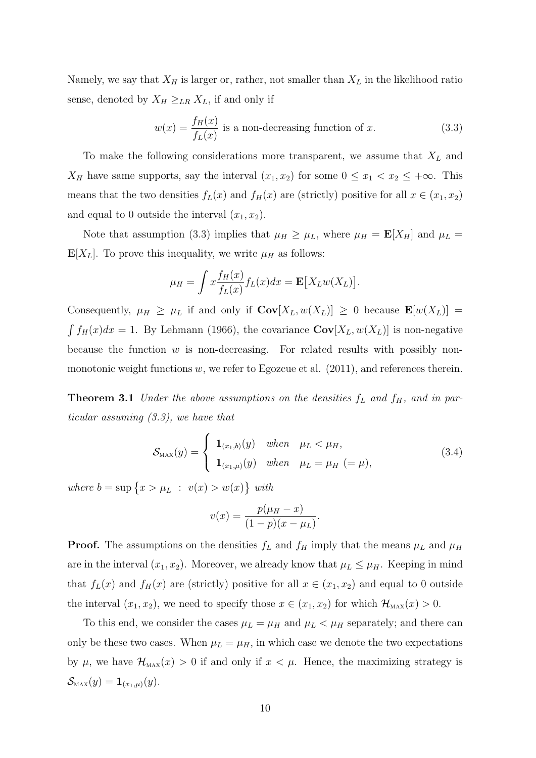Namely, we say that $X_H$ is larger or, rather, not smaller than $X_L$ in the likelihood ratio sense, denoted by $X_H \geq_{LR} X_L$, if and only if

$$w(x) = \frac{f_H(x)}{f_L(x)} \text{ is a non-decreasing function of } x. \tag{3.3}$$

To make the following considerations more transparent, we assume that $X_L$ and $X_H$ have same supports, say the interval $(x_1, x_2)$ for some $0 \leq x_1 < x_2 \leq +\infty$. This means that the two densities $f_L(x)$ and $f_H(x)$ are (strictly) positive for all $x \in (x_1, x_2)$ and equal to 0 outside the interval $(x_1, x_2)$.

Note that assumption (3.3) implies that $\mu_H \geq \mu_L$, where $\mu_H = \mathbf{E}[X_H]$ and $\mu_L = \mathbf{E}[X_L]$. To prove this inequality, we write $\mu_H$ as follows:

$$\mu_H = \int x \frac{f_H(x)}{f_L(x)} f_L(x) dx = \mathbf{E}\big[X_L w(X_L)\big].$$

Consequently, $\mu_H \geq \mu_L$ if and only if $\mathbf{Cov}[X_L, w(X_L)] \geq 0$ because $\mathbf{E}[w(X_L)] = \int f_H(x)dx = 1$. By Lehmann (1966), the covariance $\mathbf{Cov}[X_L, w(X_L)]$ is non-negative because the function $w$ is non-decreasing. For related results with possibly non-monotonic weight functions $w$, we refer to Egozcue et al. (2011), and references therein.

**Theorem 3.1** *Under the above assumptions on the densities $f_L$ and $f_H$, and in particular assuming (3.3), we have that*

$$\mathcal{S}_{\text{MAX}}(y) = \begin{cases} \mathbf{1}_{(x_1,b)}(y) & \text{when} \quad \mu_L < \mu_H, \\ \mathbf{1}_{(x_1,\mu)}(y) & \text{when} \quad \mu_L = \mu_H \ (= \mu), \end{cases} \tag{3.4}$$

*where* $b = \sup\big\{x > \mu_L \ : \ v(x) > w(x)\big\}$ *with*

$$v(x) = \frac{p(\mu_H - x)}{(1-p)(x - \mu_L)}.$$

**Proof.** The assumptions on the densities $f_L$ and $f_H$ imply that the means $\mu_L$ and $\mu_H$ are in the interval $(x_1, x_2)$. Moreover, we already know that $\mu_L \leq \mu_H$. Keeping in mind that $f_L(x)$ and $f_H(x)$ are (strictly) positive for all $x \in (x_1, x_2)$ and equal to 0 outside the interval $(x_1, x_2)$, we need to specify those $x \in (x_1, x_2)$ for which $\mathcal{H}_{\text{MAX}}(x) > 0$.

To this end, we consider the cases $\mu_L = \mu_H$ and $\mu_L < \mu_H$ separately; and there can only be these two cases. When $\mu_L = \mu_H$, in which case we denote the two expectations by $\mu$, we have $\mathcal{H}_{\text{MAX}}(x) > 0$ if and only if $x < \mu$. Hence, the maximizing strategy is $\mathcal{S}_{\text{MAX}}(y) = \mathbf{1}_{(x_1,\mu)}(y)$.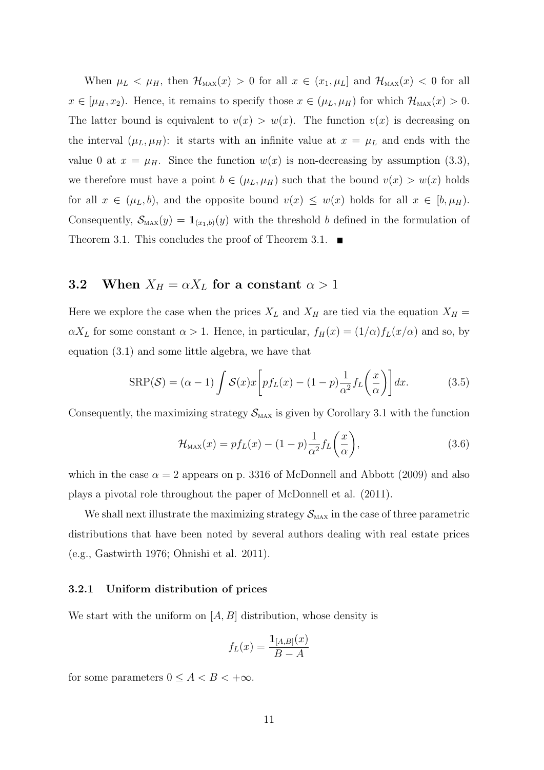When $\mu_L < \mu_H$, then $\mathcal{H}_{\text{MAX}}(x) > 0$ for all $x \in (x_1, \mu_L]$ and $\mathcal{H}_{\text{MAX}}(x) < 0$ for all $x \in [\mu_H, x_2)$. Hence, it remains to specify those $x \in (\mu_L, \mu_H)$ for which $\mathcal{H}_{\text{MAX}}(x) > 0$. The latter bound is equivalent to $v(x) > w(x)$. The function $v(x)$ is decreasing on the interval $(\mu_L, \mu_H)$: it starts with an infinite value at $x = \mu_L$ and ends with the value 0 at $x = \mu_H$. Since the function $w(x)$ is non-decreasing by assumption (3.3), we therefore must have a point $b \in (\mu_L, \mu_H)$ such that the bound $v(x) > w(x)$ holds for all $x \in (\mu_L, b)$, and the opposite bound $v(x) \le w(x)$ holds for all $x \in [b, \mu_H)$. Consequently, $\mathcal{S}_{\text{MAX}}(y) = \mathbf{1}_{(x_1,b)}(y)$ with the threshold $b$ defined in the formulation of Theorem 3.1. This concludes the proof of Theorem 3.1. ■

## 3.2 When $X_H = \alpha X_L$ for a constant $\alpha > 1$

Here we explore the case when the prices $X_L$ and $X_H$ are tied via the equation $X_H = \alpha X_L$ for some constant $\alpha > 1$. Hence, in particular, $f_H(x) = (1/\alpha) f_L(x/\alpha)$ and so, by equation (3.1) and some little algebra, we have that

$$\text{SRP}(\mathcal{S}) = (\alpha - 1) \int \mathcal{S}(x) x \left[ p f_L(x) - (1-p) \frac{1}{\alpha^2} f_L\left(\frac{x}{\alpha}\right) \right] dx. \tag{3.5}$$

Consequently, the maximizing strategy $\mathcal{S}_{\text{MAX}}$ is given by Corollary 3.1 with the function

$$\mathcal{H}_{\text{MAX}}(x) = p f_L(x) - (1-p) \frac{1}{\alpha^2} f_L\left(\frac{x}{\alpha}\right), \tag{3.6}$$

which in the case $\alpha = 2$ appears on p. 3316 of McDonnell and Abbott (2009) and also plays a pivotal role throughout the paper of McDonnell et al. (2011).

We shall next illustrate the maximizing strategy $\mathcal{S}_{\text{MAX}}$ in the case of three parametric distributions that have been noted by several authors dealing with real estate prices (e.g., Gastwirth 1976; Ohnishi et al. 2011).

### 3.2.1 Uniform distribution of prices

We start with the uniform on $[A, B]$ distribution, whose density is

$$f_L(x) = \frac{\mathbf{1}_{[A,B]}(x)}{B - A}$$

for some parameters $0 \le A < B < +\infty$.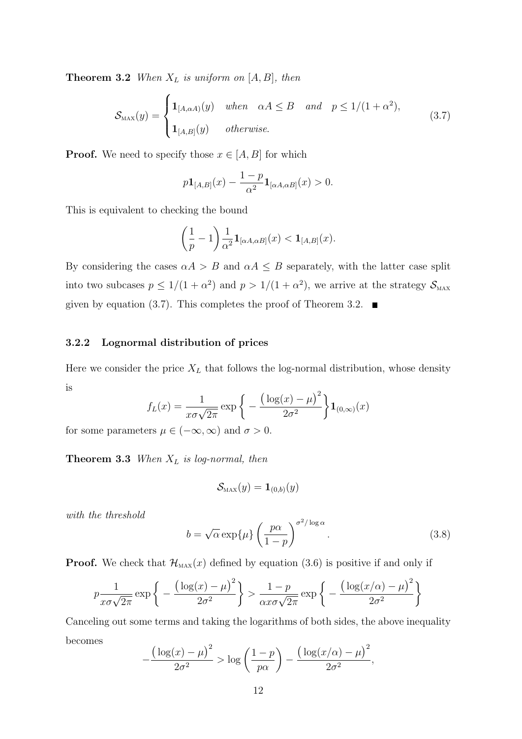**Theorem 3.2** *When $X_L$ is uniform on $[A,B]$, then*

$$\mathcal{S}_{\text{MAX}}(y) = \begin{cases} \mathbf{1}_{[A,\alpha A)}(y) & \text{when} \quad \alpha A \le B \quad \text{and} \quad p \le 1/(1+\alpha^2), \\ \mathbf{1}_{[A,B]}(y) & \text{otherwise.} \end{cases} \tag{3.7}$$

**Proof.** We need to specify those $x \in [A,B]$ for which

$$p\mathbf{1}_{[A,B]}(x) - \frac{1-p}{\alpha^2}\mathbf{1}_{[\alpha A,\alpha B]}(x) > 0.$$

This is equivalent to checking the bound

$$\left(\frac{1}{p} - 1\right)\frac{1}{\alpha^2}\mathbf{1}_{[\alpha A,\alpha B]}(x) < \mathbf{1}_{[A,B]}(x).$$

By considering the cases $\alpha A > B$ and $\alpha A \le B$ separately, with the latter case split into two subcases $p \le 1/(1+\alpha^2)$ and $p > 1/(1+\alpha^2)$, we arrive at the strategy $\mathcal{S}_{\text{MAX}}$ given by equation (3.7). This completes the proof of Theorem 3.2. ∎

### 3.2.2 Lognormal distribution of prices

Here we consider the price $X_L$ that follows the log-normal distribution, whose density is

$$f_L(x) = \frac{1}{x\sigma\sqrt{2\pi}}\exp\left\{-\frac{\big(\log(x)-\mu\big)^2}{2\sigma^2}\right\}\mathbf{1}_{(0,\infty)}(x)$$

for some parameters $\mu \in (-\infty,\infty)$ and $\sigma > 0$.

**Theorem 3.3** *When $X_L$ is log-normal, then*

$$\mathcal{S}_{\text{MAX}}(y) = \mathbf{1}_{(0,b)}(y)$$

*with the threshold*

$$b = \sqrt{\alpha}\exp\{\mu\}\left(\frac{p\alpha}{1-p}\right)^{\sigma^2/\log\alpha}. \tag{3.8}$$

**Proof.** We check that $\mathcal{H}_{\text{MAX}}(x)$ defined by equation (3.6) is positive if and only if

$$p\frac{1}{x\sigma\sqrt{2\pi}}\exp\left\{-\frac{\big(\log(x)-\mu\big)^2}{2\sigma^2}\right\} > \frac{1-p}{\alpha x\sigma\sqrt{2\pi}}\exp\left\{-\frac{\big(\log(x/\alpha)-\mu\big)^2}{2\sigma^2}\right\}$$

Canceling out some terms and taking the logarithms of both sides, the above inequality becomes

$$-\frac{\big(\log(x)-\mu\big)^2}{2\sigma^2} > \log\left(\frac{1-p}{p\alpha}\right) - \frac{\big(\log(x/\alpha)-\mu\big)^2}{2\sigma^2},$$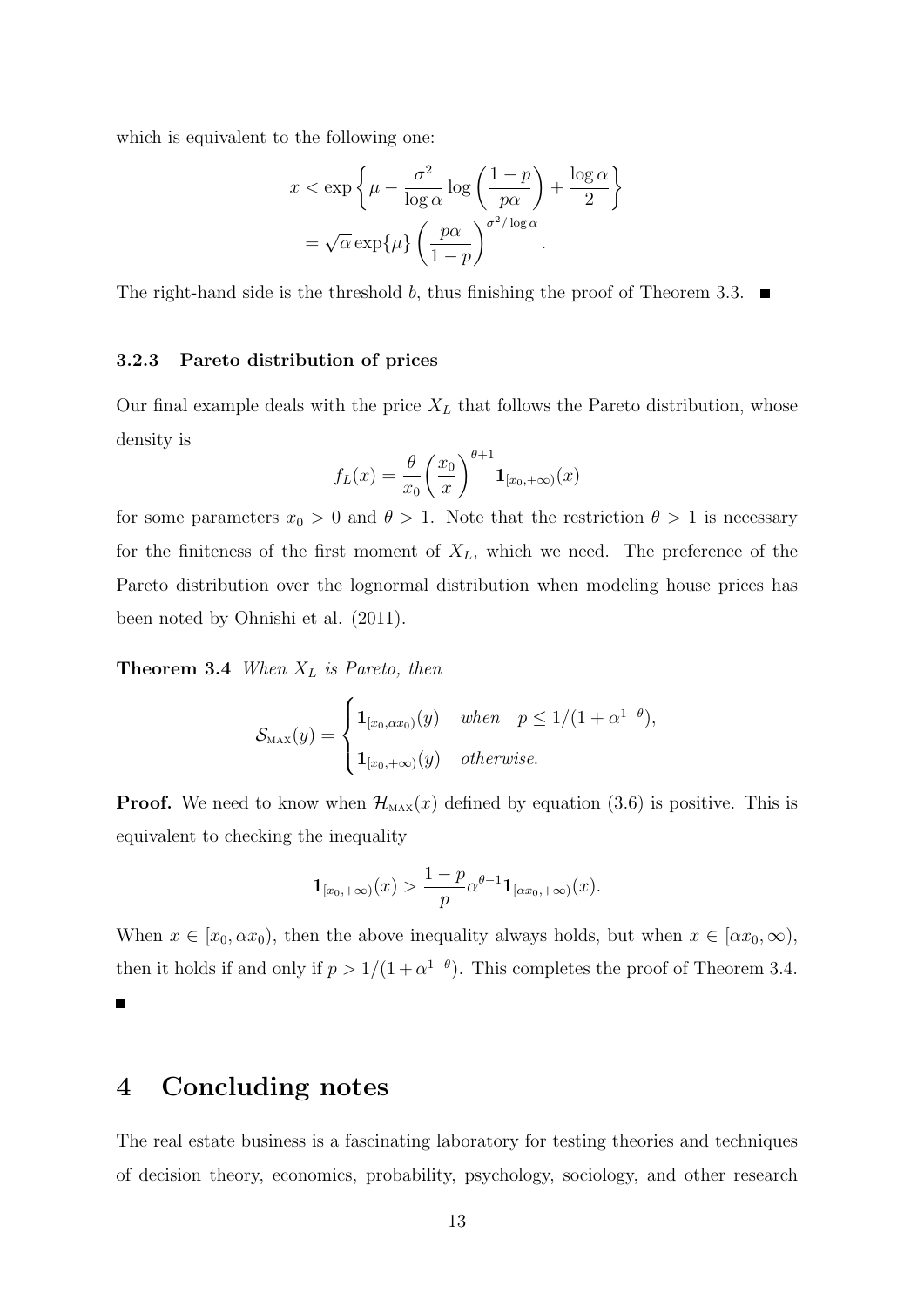which is equivalent to the following one:

$$x < \exp\left\{\mu - \frac{\sigma^2}{\log\alpha}\log\left(\frac{1-p}{p\alpha}\right) + \frac{\log\alpha}{2}\right\}$$
$$= \sqrt{\alpha}\exp\{\mu\}\left(\frac{p\alpha}{1-p}\right)^{\sigma^2/\log\alpha}.$$

The right-hand side is the threshold $b$, thus finishing the proof of Theorem 3.3. ■

### 3.2.3 Pareto distribution of prices

Our final example deals with the price $X_L$ that follows the Pareto distribution, whose density is

$$f_L(x) = \frac{\theta}{x_0}\left(\frac{x_0}{x}\right)^{\theta+1}\mathbf{1}_{[x_0,+\infty)}(x)$$

for some parameters $x_0 > 0$ and $\theta > 1$. Note that the restriction $\theta > 1$ is necessary for the finiteness of the first moment of $X_L$, which we need. The preference of the Pareto distribution over the lognormal distribution when modeling house prices has been noted by Ohnishi et al. (2011).

**Theorem 3.4** *When $X_L$ is Pareto, then*

$$\mathcal{S}_{\text{MAX}}(y) = \begin{cases} \mathbf{1}_{[x_0,\alpha x_0)}(y) & \text{when} \quad p \le 1/(1+\alpha^{1-\theta}), \\ \mathbf{1}_{[x_0,+\infty)}(y) & \text{otherwise.} \end{cases}$$

**Proof.** We need to know when $\mathcal{H}_{\text{MAX}}(x)$ defined by equation (3.6) is positive. This is equivalent to checking the inequality

$$\mathbf{1}_{[x_0,+\infty)}(x) > \frac{1-p}{p}\alpha^{\theta-1}\mathbf{1}_{[\alpha x_0,+\infty)}(x).$$

When $x \in [x_0, \alpha x_0)$, then the above inequality always holds, but when $x \in [\alpha x_0, \infty)$, then it holds if and only if $p > 1/(1+\alpha^{1-\theta})$. This completes the proof of Theorem 3.4. ■

# 4 Concluding notes

The real estate business is a fascinating laboratory for testing theories and techniques of decision theory, economics, probability, psychology, sociology, and other research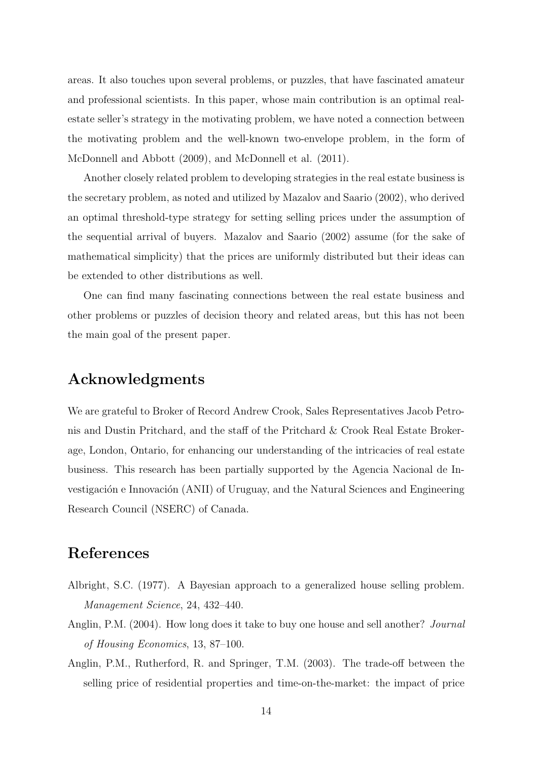areas. It also touches upon several problems, or puzzles, that have fascinated amateur and professional scientists. In this paper, whose main contribution is an optimal real-estate seller's strategy in the motivating problem, we have noted a connection between the motivating problem and the well-known two-envelope problem, in the form of McDonnell and Abbott (2009), and McDonnell et al. (2011).

Another closely related problem to developing strategies in the real estate business is the secretary problem, as noted and utilized by Mazalov and Saario (2002), who derived an optimal threshold-type strategy for setting selling prices under the assumption of the sequential arrival of buyers. Mazalov and Saario (2002) assume (for the sake of mathematical simplicity) that the prices are uniformly distributed but their ideas can be extended to other distributions as well.

One can find many fascinating connections between the real estate business and other problems or puzzles of decision theory and related areas, but this has not been the main goal of the present paper.

## Acknowledgments

We are grateful to Broker of Record Andrew Crook, Sales Representatives Jacob Petronis and Dustin Pritchard, and the staff of the Pritchard & Crook Real Estate Brokerage, London, Ontario, for enhancing our understanding of the intricacies of real estate business. This research has been partially supported by the Agencia Nacional de Investigación e Innovación (ANII) of Uruguay, and the Natural Sciences and Engineering Research Council (NSERC) of Canada.

## References

Albright, S.C. (1977). A Bayesian approach to a generalized house selling problem. *Management Science*, 24, 432–440.

Anglin, P.M. (2004). How long does it take to buy one house and sell another? *Journal of Housing Economics*, 13, 87–100.

Anglin, P.M., Rutherford, R. and Springer, T.M. (2003). The trade-off between the selling price of residential properties and time-on-the-market: the impact of price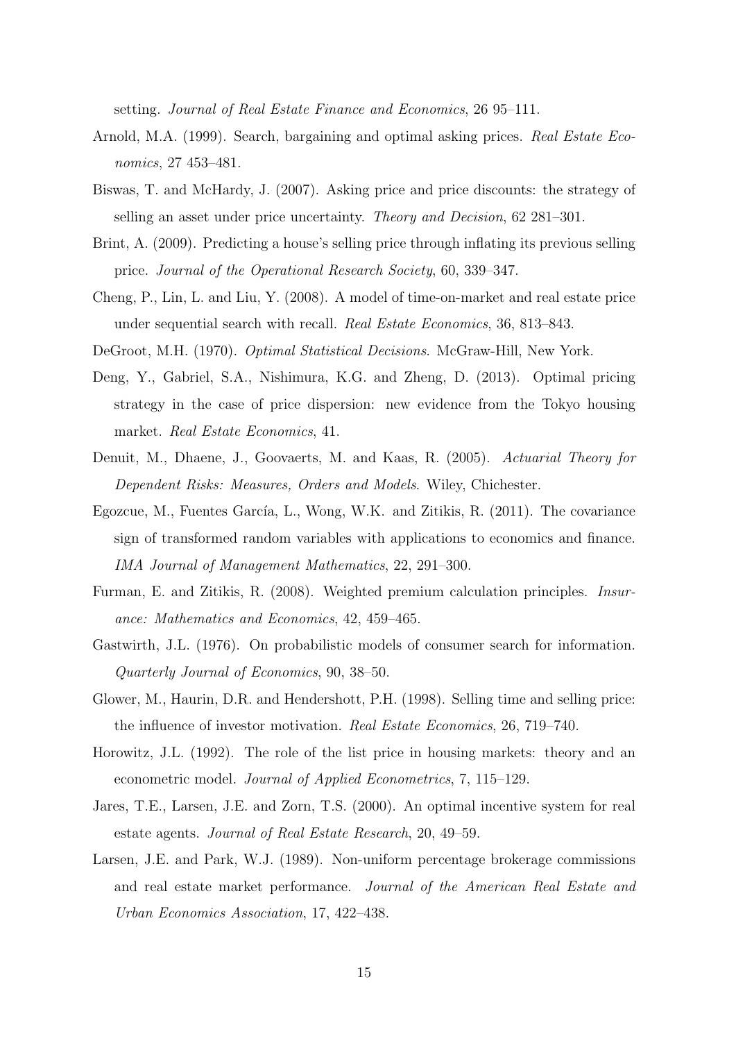setting. *Journal of Real Estate Finance and Economics*, 26 95–111.

Arnold, M.A. (1999). Search, bargaining and optimal asking prices. *Real Estate Economics*, 27 453–481.

Biswas, T. and McHardy, J. (2007). Asking price and price discounts: the strategy of selling an asset under price uncertainty. *Theory and Decision*, 62 281–301.

Brint, A. (2009). Predicting a house's selling price through inflating its previous selling price. *Journal of the Operational Research Society*, 60, 339–347.

Cheng, P., Lin, L. and Liu, Y. (2008). A model of time-on-market and real estate price under sequential search with recall. *Real Estate Economics*, 36, 813–843.

DeGroot, M.H. (1970). *Optimal Statistical Decisions*. McGraw-Hill, New York.

Deng, Y., Gabriel, S.A., Nishimura, K.G. and Zheng, D. (2013). Optimal pricing strategy in the case of price dispersion: new evidence from the Tokyo housing market. *Real Estate Economics*, 41.

Denuit, M., Dhaene, J., Goovaerts, M. and Kaas, R. (2005). *Actuarial Theory for Dependent Risks: Measures, Orders and Models*. Wiley, Chichester.

Egozcue, M., Fuentes García, L., Wong, W.K. and Zitikis, R. (2011). The covariance sign of transformed random variables with applications to economics and finance. *IMA Journal of Management Mathematics*, 22, 291–300.

Furman, E. and Zitikis, R. (2008). Weighted premium calculation principles. *Insurance: Mathematics and Economics*, 42, 459–465.

Gastwirth, J.L. (1976). On probabilistic models of consumer search for information. *Quarterly Journal of Economics*, 90, 38–50.

Glower, M., Haurin, D.R. and Hendershott, P.H. (1998). Selling time and selling price: the influence of investor motivation. *Real Estate Economics*, 26, 719–740.

Horowitz, J.L. (1992). The role of the list price in housing markets: theory and an econometric model. *Journal of Applied Econometrics*, 7, 115–129.

Jares, T.E., Larsen, J.E. and Zorn, T.S. (2000). An optimal incentive system for real estate agents. *Journal of Real Estate Research*, 20, 49–59.

Larsen, J.E. and Park, W.J. (1989). Non-uniform percentage brokerage commissions and real estate market performance. *Journal of the American Real Estate and Urban Economics Association*, 17, 422–438.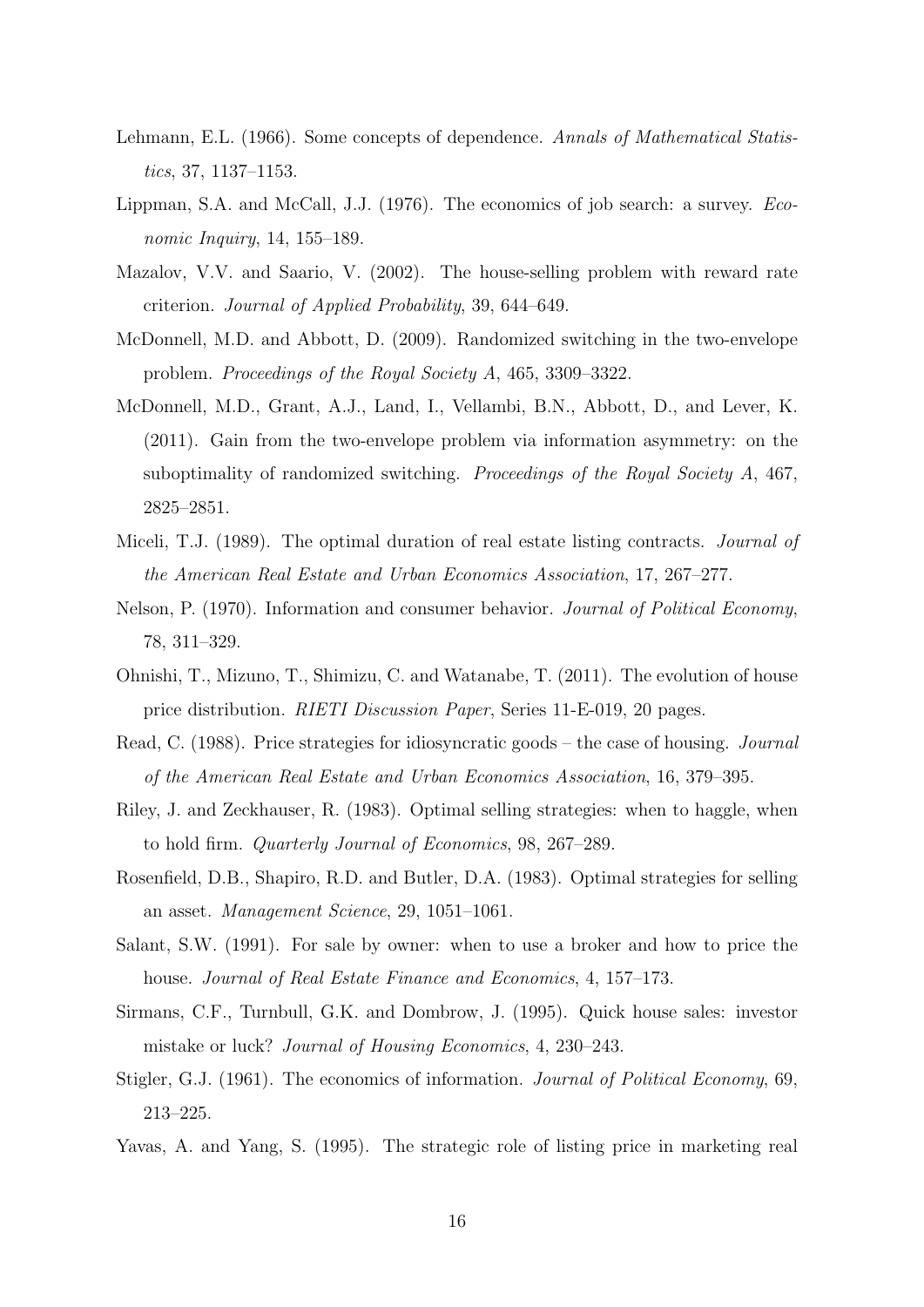Lehmann, E.L. (1966). Some concepts of dependence. *Annals of Mathematical Statistics*, 37, 1137–1153.

Lippman, S.A. and McCall, J.J. (1976). The economics of job search: a survey. *Economic Inquiry*, 14, 155–189.

Mazalov, V.V. and Saario, V. (2002). The house-selling problem with reward rate criterion. *Journal of Applied Probability*, 39, 644–649.

McDonnell, M.D. and Abbott, D. (2009). Randomized switching in the two-envelope problem. *Proceedings of the Royal Society A*, 465, 3309–3322.

McDonnell, M.D., Grant, A.J., Land, I., Vellambi, B.N., Abbott, D., and Lever, K. (2011). Gain from the two-envelope problem via information asymmetry: on the suboptimality of randomized switching. *Proceedings of the Royal Society A*, 467, 2825–2851.

Miceli, T.J. (1989). The optimal duration of real estate listing contracts. *Journal of the American Real Estate and Urban Economics Association*, 17, 267–277.

Nelson, P. (1970). Information and consumer behavior. *Journal of Political Economy*, 78, 311–329.

Ohnishi, T., Mizuno, T., Shimizu, C. and Watanabe, T. (2011). The evolution of house price distribution. *RIETI Discussion Paper*, Series 11-E-019, 20 pages.

Read, C. (1988). Price strategies for idiosyncratic goods – the case of housing. *Journal of the American Real Estate and Urban Economics Association*, 16, 379–395.

Riley, J. and Zeckhauser, R. (1983). Optimal selling strategies: when to haggle, when to hold firm. *Quarterly Journal of Economics*, 98, 267–289.

Rosenfield, D.B., Shapiro, R.D. and Butler, D.A. (1983). Optimal strategies for selling an asset. *Management Science*, 29, 1051–1061.

Salant, S.W. (1991). For sale by owner: when to use a broker and how to price the house. *Journal of Real Estate Finance and Economics*, 4, 157–173.

Sirmans, C.F., Turnbull, G.K. and Dombrow, J. (1995). Quick house sales: investor mistake or luck? *Journal of Housing Economics*, 4, 230–243.

Stigler, G.J. (1961). The economics of information. *Journal of Political Economy*, 69, 213–225.

Yavas, A. and Yang, S. (1995). The strategic role of listing price in marketing real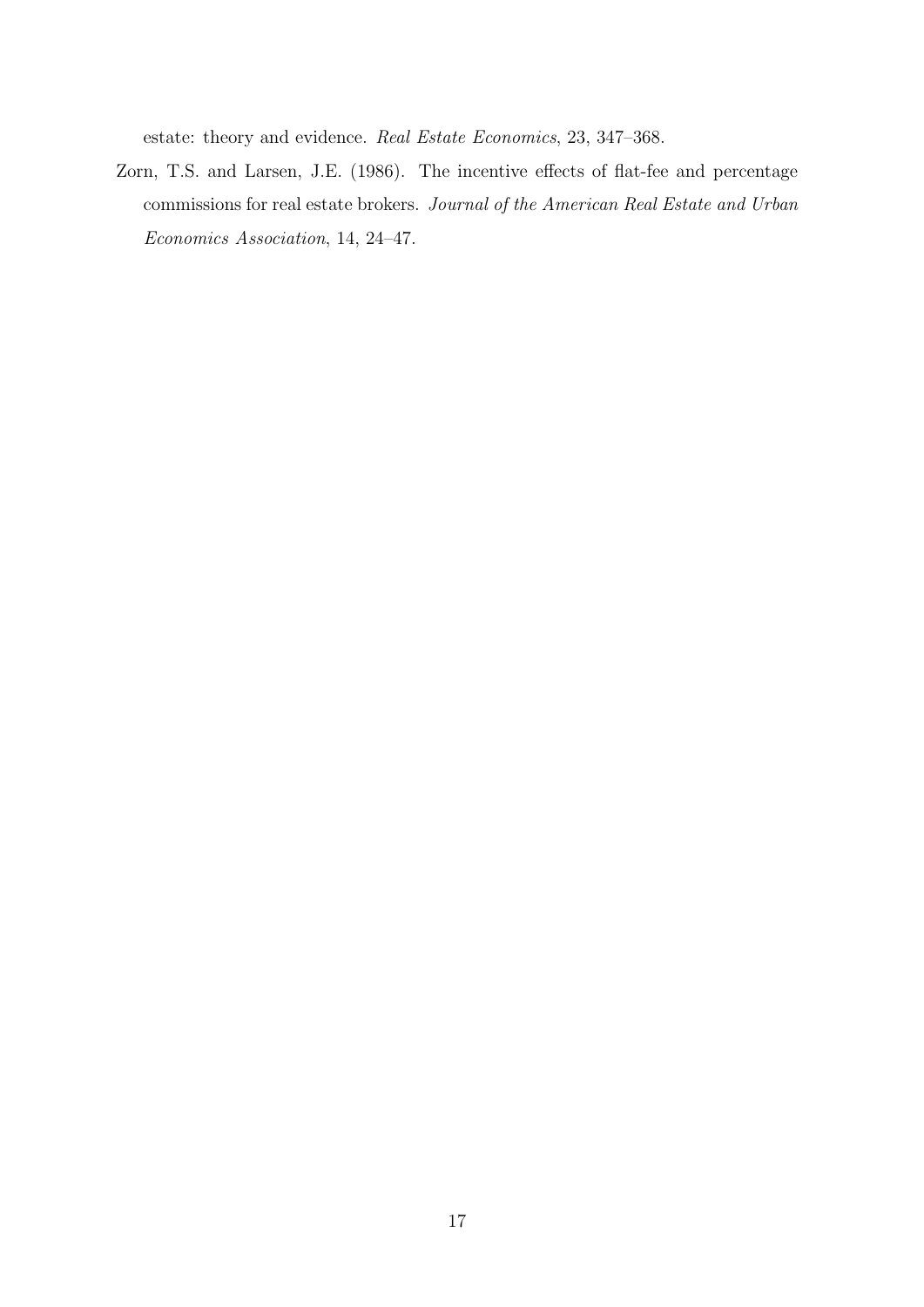estate: theory and evidence. *Real Estate Economics*, 23, 347–368.

Zorn, T.S. and Larsen, J.E. (1986). The incentive effects of flat-fee and percentage commissions for real estate brokers. *Journal of the American Real Estate and Urban Economics Association*, 14, 24–47.